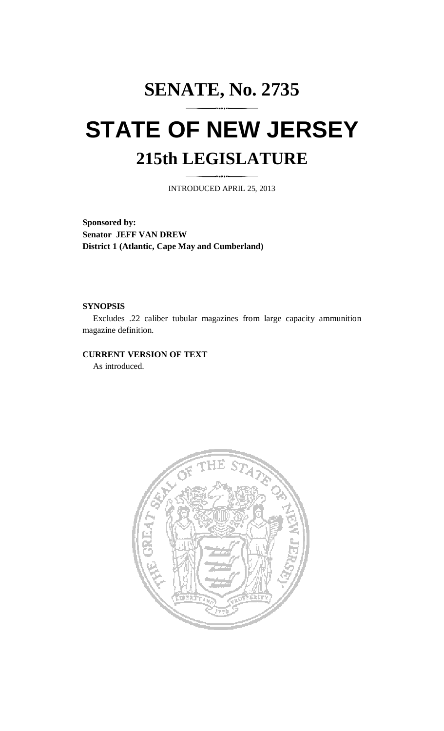# SENATE, No. 2735

# STATE OF NEW JERSEY

## 215th LEGISLATURE

INTRODUCED APRIL 25, 2013

**Sponsored by:**
**Senator JEFF VAN DREW**
**District 1 (Atlantic, Cape May and Cumberland)**

**SYNOPSIS**

Excludes .22 caliber tubular magazines from large capacity ammunition magazine definition.

**CURRENT VERSION OF TEXT**

As introduced.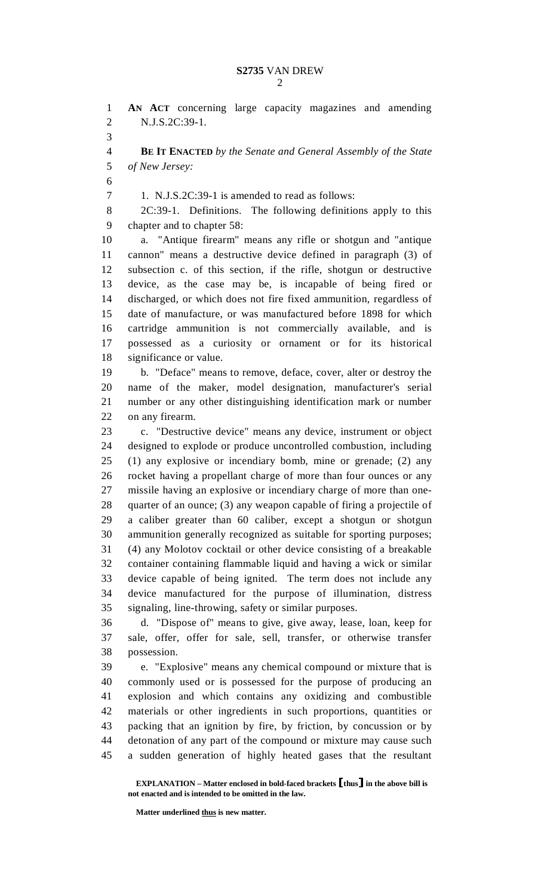**AN ACT** concerning large capacity magazines and amending N.J.S.2C:39-1.

**BE IT ENACTED** *by the Senate and General Assembly of the State of New Jersey:*

1. N.J.S.2C:39-1 is amended to read as follows:

2C:39-1. Definitions. The following definitions apply to this chapter and to chapter 58:

a. "Antique firearm" means any rifle or shotgun and "antique cannon" means a destructive device defined in paragraph (3) of subsection c. of this section, if the rifle, shotgun or destructive device, as the case may be, is incapable of being fired or discharged, or which does not fire fixed ammunition, regardless of date of manufacture, or was manufactured before 1898 for which cartridge ammunition is not commercially available, and is possessed as a curiosity or ornament or for its historical significance or value.

b. "Deface" means to remove, deface, cover, alter or destroy the name of the maker, model designation, manufacturer's serial number or any other distinguishing identification mark or number on any firearm.

c. "Destructive device" means any device, instrument or object designed to explode or produce uncontrolled combustion, including (1) any explosive or incendiary bomb, mine or grenade; (2) any rocket having a propellant charge of more than four ounces or any missile having an explosive or incendiary charge of more than one-quarter of an ounce; (3) any weapon capable of firing a projectile of a caliber greater than 60 caliber, except a shotgun or shotgun ammunition generally recognized as suitable for sporting purposes; (4) any Molotov cocktail or other device consisting of a breakable container containing flammable liquid and having a wick or similar device capable of being ignited. The term does not include any device manufactured for the purpose of illumination, distress signaling, line-throwing, safety or similar purposes.

d. "Dispose of" means to give, give away, lease, loan, keep for sale, offer, offer for sale, sell, transfer, or otherwise transfer possession.

e. "Explosive" means any chemical compound or mixture that is commonly used or is possessed for the purpose of producing an explosion and which contains any oxidizing and combustible materials or other ingredients in such proportions, quantities or packing that an ignition by fire, by friction, by concussion or by detonation of any part of the compound or mixture may cause such a sudden generation of highly heated gases that the resultant

**EXPLANATION – Matter enclosed in bold-faced brackets [thus] in the above bill is not enacted and is intended to be omitted in the law.**

**Matter underlined thus is new matter.**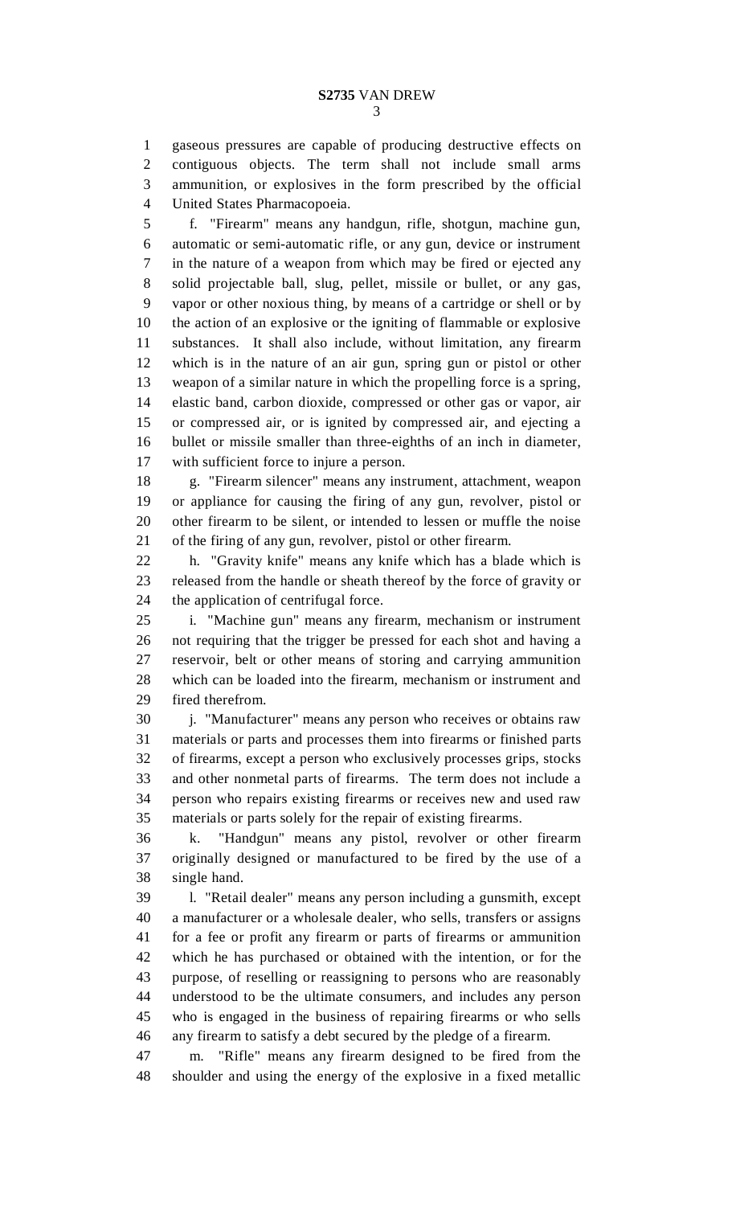gaseous pressures are capable of producing destructive effects on contiguous objects. The term shall not include small arms ammunition, or explosives in the form prescribed by the official United States Pharmacopoeia.

f. "Firearm" means any handgun, rifle, shotgun, machine gun, automatic or semi-automatic rifle, or any gun, device or instrument in the nature of a weapon from which may be fired or ejected any solid projectable ball, slug, pellet, missile or bullet, or any gas, vapor or other noxious thing, by means of a cartridge or shell or by the action of an explosive or the igniting of flammable or explosive substances. It shall also include, without limitation, any firearm which is in the nature of an air gun, spring gun or pistol or other weapon of a similar nature in which the propelling force is a spring, elastic band, carbon dioxide, compressed or other gas or vapor, air or compressed air, or is ignited by compressed air, and ejecting a bullet or missile smaller than three-eighths of an inch in diameter, with sufficient force to injure a person.

g. "Firearm silencer" means any instrument, attachment, weapon or appliance for causing the firing of any gun, revolver, pistol or other firearm to be silent, or intended to lessen or muffle the noise of the firing of any gun, revolver, pistol or other firearm.

h. "Gravity knife" means any knife which has a blade which is released from the handle or sheath thereof by the force of gravity or the application of centrifugal force.

i. "Machine gun" means any firearm, mechanism or instrument not requiring that the trigger be pressed for each shot and having a reservoir, belt or other means of storing and carrying ammunition which can be loaded into the firearm, mechanism or instrument and fired therefrom.

j. "Manufacturer" means any person who receives or obtains raw materials or parts and processes them into firearms or finished parts of firearms, except a person who exclusively processes grips, stocks and other nonmetal parts of firearms. The term does not include a person who repairs existing firearms or receives new and used raw materials or parts solely for the repair of existing firearms.

k. "Handgun" means any pistol, revolver or other firearm originally designed or manufactured to be fired by the use of a single hand.

l. "Retail dealer" means any person including a gunsmith, except a manufacturer or a wholesale dealer, who sells, transfers or assigns for a fee or profit any firearm or parts of firearms or ammunition which he has purchased or obtained with the intention, or for the purpose, of reselling or reassigning to persons who are reasonably understood to be the ultimate consumers, and includes any person who is engaged in the business of repairing firearms or who sells any firearm to satisfy a debt secured by the pledge of a firearm.

m. "Rifle" means any firearm designed to be fired from the shoulder and using the energy of the explosive in a fixed metallic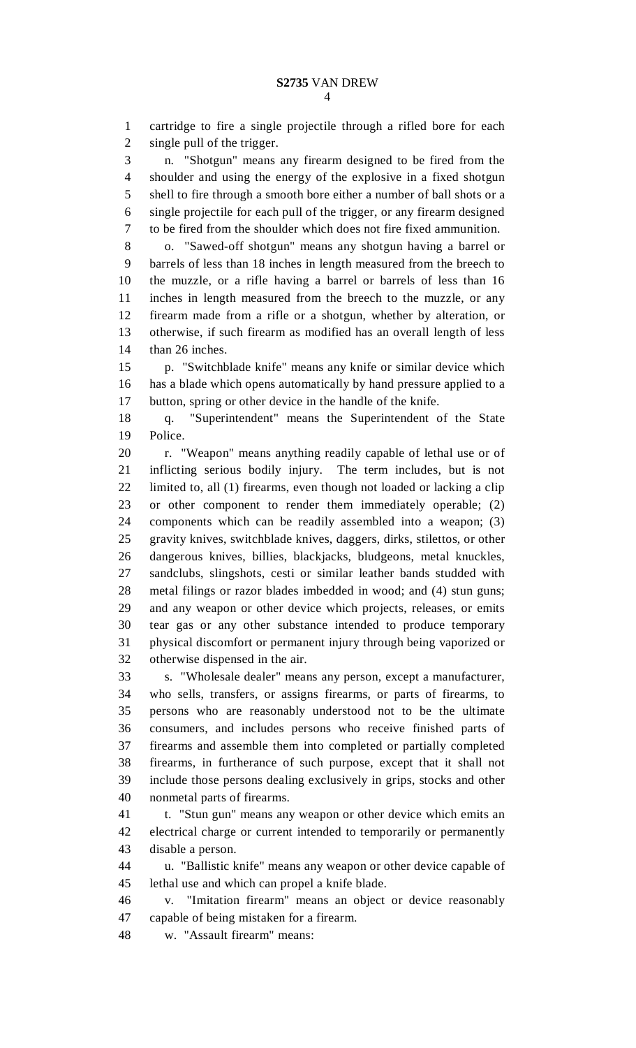cartridge to fire a single projectile through a rifled bore for each single pull of the trigger.

n. "Shotgun" means any firearm designed to be fired from the shoulder and using the energy of the explosive in a fixed shotgun shell to fire through a smooth bore either a number of ball shots or a single projectile for each pull of the trigger, or any firearm designed to be fired from the shoulder which does not fire fixed ammunition.

o. "Sawed-off shotgun" means any shotgun having a barrel or barrels of less than 18 inches in length measured from the breech to the muzzle, or a rifle having a barrel or barrels of less than 16 inches in length measured from the breech to the muzzle, or any firearm made from a rifle or a shotgun, whether by alteration, or otherwise, if such firearm as modified has an overall length of less than 26 inches.

p. "Switchblade knife" means any knife or similar device which has a blade which opens automatically by hand pressure applied to a button, spring or other device in the handle of the knife.

q. "Superintendent" means the Superintendent of the State Police.

r. "Weapon" means anything readily capable of lethal use or of inflicting serious bodily injury. The term includes, but is not limited to, all (1) firearms, even though not loaded or lacking a clip or other component to render them immediately operable; (2) components which can be readily assembled into a weapon; (3) gravity knives, switchblade knives, daggers, dirks, stilettos, or other dangerous knives, billies, blackjacks, bludgeons, metal knuckles, sandclubs, slingshots, cesti or similar leather bands studded with metal filings or razor blades imbedded in wood; and (4) stun guns; and any weapon or other device which projects, releases, or emits tear gas or any other substance intended to produce temporary physical discomfort or permanent injury through being vaporized or otherwise dispensed in the air.

s. "Wholesale dealer" means any person, except a manufacturer, who sells, transfers, or assigns firearms, or parts of firearms, to persons who are reasonably understood not to be the ultimate consumers, and includes persons who receive finished parts of firearms and assemble them into completed or partially completed firearms, in furtherance of such purpose, except that it shall not include those persons dealing exclusively in grips, stocks and other nonmetal parts of firearms.

t. "Stun gun" means any weapon or other device which emits an electrical charge or current intended to temporarily or permanently disable a person.

u. "Ballistic knife" means any weapon or other device capable of lethal use and which can propel a knife blade.

v. "Imitation firearm" means an object or device reasonably capable of being mistaken for a firearm.

w. "Assault firearm" means: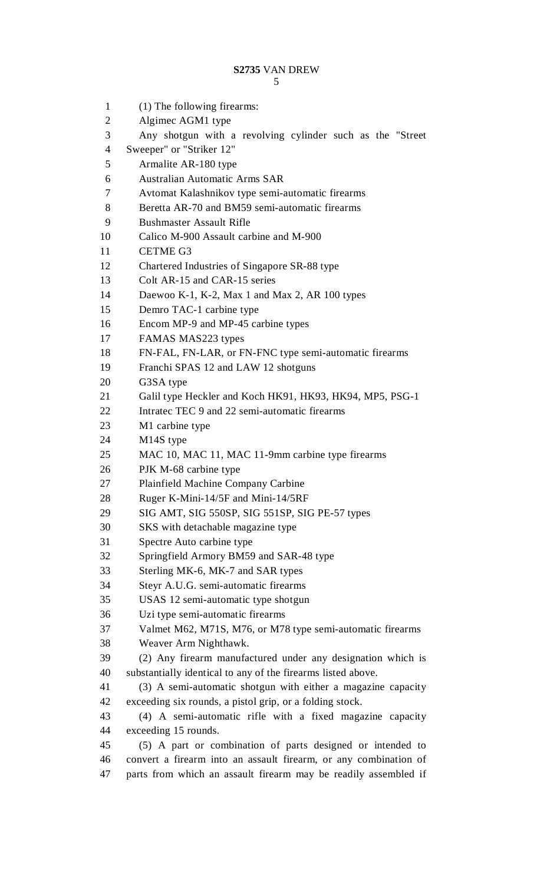(1) The following firearms:

Algimec AGM1 type

Any shotgun with a revolving cylinder such as the "Street Sweeper" or "Striker 12"

Armalite AR-180 type

Australian Automatic Arms SAR

Avtomat Kalashnikov type semi-automatic firearms

Beretta AR-70 and BM59 semi-automatic firearms

Bushmaster Assault Rifle

Calico M-900 Assault carbine and M-900

CETME G3

Chartered Industries of Singapore SR-88 type

Colt AR-15 and CAR-15 series

Daewoo K-1, K-2, Max 1 and Max 2, AR 100 types

Demro TAC-1 carbine type

Encom MP-9 and MP-45 carbine types

FAMAS MAS223 types

FN-FAL, FN-LAR, or FN-FNC type semi-automatic firearms

Franchi SPAS 12 and LAW 12 shotguns

G3SA type

Galil type Heckler and Koch HK91, HK93, HK94, MP5, PSG-1

Intratec TEC 9 and 22 semi-automatic firearms

M1 carbine type

M14S type

MAC 10, MAC 11, MAC 11-9mm carbine type firearms

PJK M-68 carbine type

Plainfield Machine Company Carbine

Ruger K-Mini-14/5F and Mini-14/5RF

SIG AMT, SIG 550SP, SIG 551SP, SIG PE-57 types

SKS with detachable magazine type

Spectre Auto carbine type

Springfield Armory BM59 and SAR-48 type

Sterling MK-6, MK-7 and SAR types

Steyr A.U.G. semi-automatic firearms

USAS 12 semi-automatic type shotgun

Uzi type semi-automatic firearms

Valmet M62, M71S, M76, or M78 type semi-automatic firearms

Weaver Arm Nighthawk.

(2) Any firearm manufactured under any designation which is substantially identical to any of the firearms listed above.

(3) A semi-automatic shotgun with either a magazine capacity exceeding six rounds, a pistol grip, or a folding stock.

(4) A semi-automatic rifle with a fixed magazine capacity exceeding 15 rounds.

(5) A part or combination of parts designed or intended to convert a firearm into an assault firearm, or any combination of parts from which an assault firearm may be readily assembled if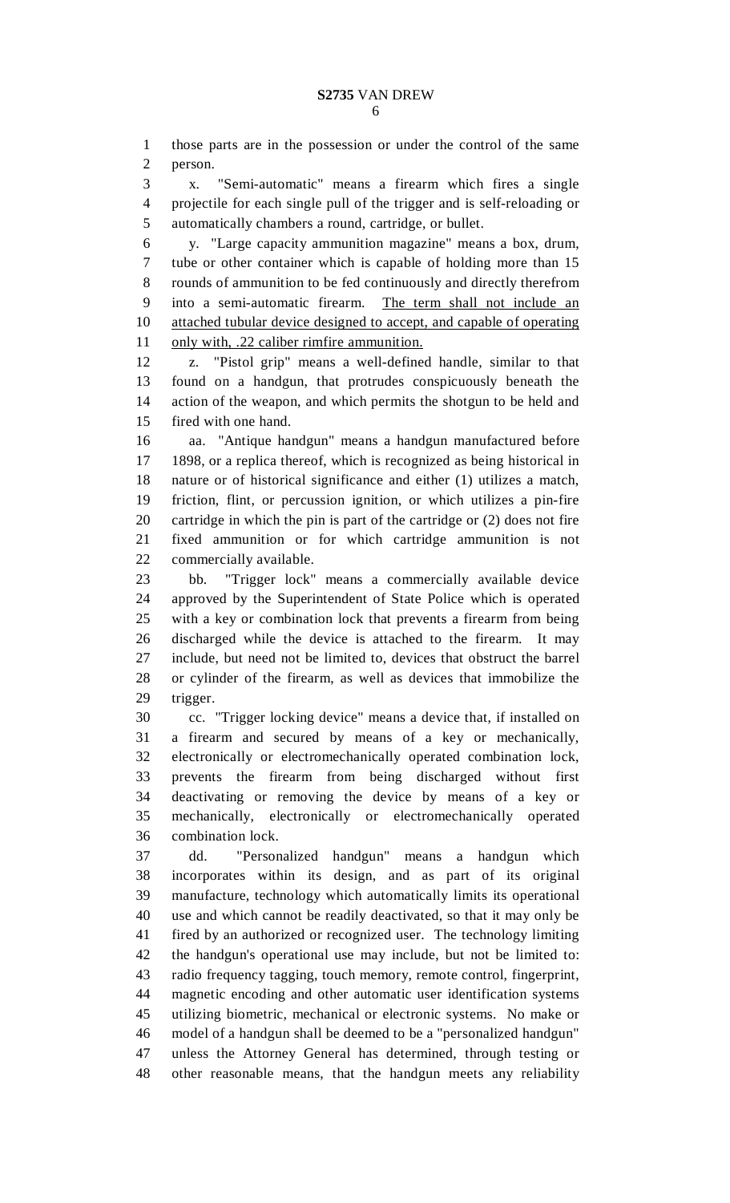those parts are in the possession or under the control of the same person.

x. "Semi-automatic" means a firearm which fires a single projectile for each single pull of the trigger and is self-reloading or automatically chambers a round, cartridge, or bullet.

y. "Large capacity ammunition magazine" means a box, drum, tube or other container which is capable of holding more than 15 rounds of ammunition to be fed continuously and directly therefrom into a semi-automatic firearm. <u>The term shall not include an attached tubular device designed to accept, and capable of operating only with, .22 caliber rimfire ammunition.</u>

z. "Pistol grip" means a well-defined handle, similar to that found on a handgun, that protrudes conspicuously beneath the action of the weapon, and which permits the shotgun to be held and fired with one hand.

aa. "Antique handgun" means a handgun manufactured before 1898, or a replica thereof, which is recognized as being historical in nature or of historical significance and either (1) utilizes a match, friction, flint, or percussion ignition, or which utilizes a pin-fire cartridge in which the pin is part of the cartridge or (2) does not fire fixed ammunition or for which cartridge ammunition is not commercially available.

bb. "Trigger lock" means a commercially available device approved by the Superintendent of State Police which is operated with a key or combination lock that prevents a firearm from being discharged while the device is attached to the firearm. It may include, but need not be limited to, devices that obstruct the barrel or cylinder of the firearm, as well as devices that immobilize the trigger.

cc. "Trigger locking device" means a device that, if installed on a firearm and secured by means of a key or mechanically, electronically or electromechanically operated combination lock, prevents the firearm from being discharged without first deactivating or removing the device by means of a key or mechanically, electronically or electromechanically operated combination lock.

dd. "Personalized handgun" means a handgun which incorporates within its design, and as part of its original manufacture, technology which automatically limits its operational use and which cannot be readily deactivated, so that it may only be fired by an authorized or recognized user. The technology limiting the handgun's operational use may include, but not be limited to: radio frequency tagging, touch memory, remote control, fingerprint, magnetic encoding and other automatic user identification systems utilizing biometric, mechanical or electronic systems. No make or model of a handgun shall be deemed to be a "personalized handgun" unless the Attorney General has determined, through testing or other reasonable means, that the handgun meets any reliability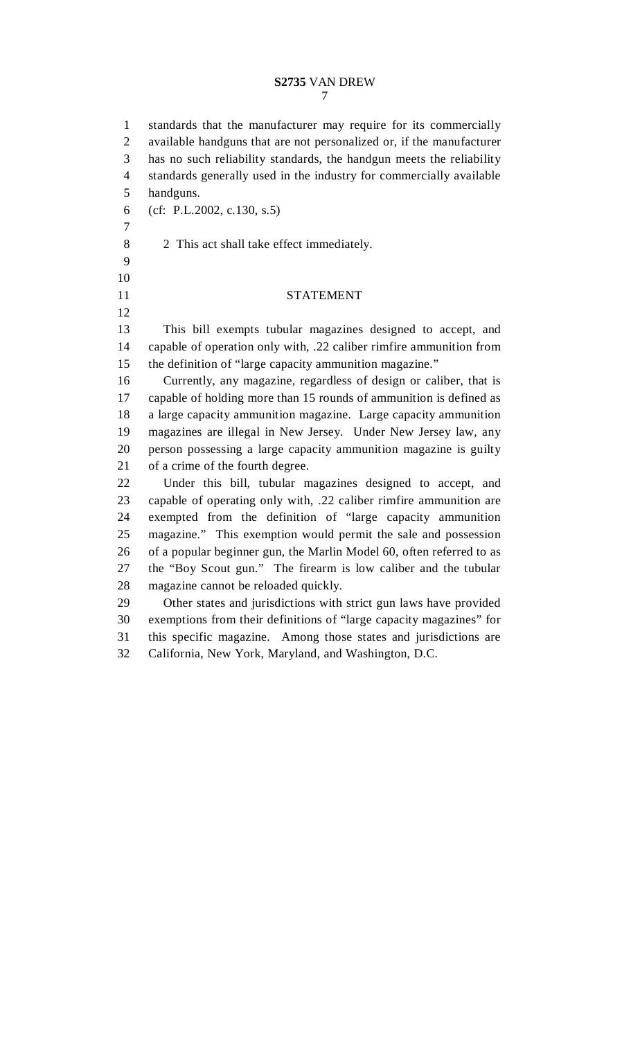standards that the manufacturer may require for its commercially available handguns that are not personalized or, if the manufacturer has no such reliability standards, the handgun meets the reliability standards generally used in the industry for commercially available handguns.

(cf: P.L.2002, c.130, s.5)

2 This act shall take effect immediately.

## STATEMENT

This bill exempts tubular magazines designed to accept, and capable of operation only with, .22 caliber rimfire ammunition from the definition of "large capacity ammunition magazine."

Currently, any magazine, regardless of design or caliber, that is capable of holding more than 15 rounds of ammunition is defined as a large capacity ammunition magazine. Large capacity ammunition magazines are illegal in New Jersey. Under New Jersey law, any person possessing a large capacity ammunition magazine is guilty of a crime of the fourth degree.

Under this bill, tubular magazines designed to accept, and capable of operating only with, .22 caliber rimfire ammunition are exempted from the definition of "large capacity ammunition magazine." This exemption would permit the sale and possession of a popular beginner gun, the Marlin Model 60, often referred to as the "Boy Scout gun." The firearm is low caliber and the tubular magazine cannot be reloaded quickly.

Other states and jurisdictions with strict gun laws have provided exemptions from their definitions of "large capacity magazines" for this specific magazine. Among those states and jurisdictions are California, New York, Maryland, and Washington, D.C.